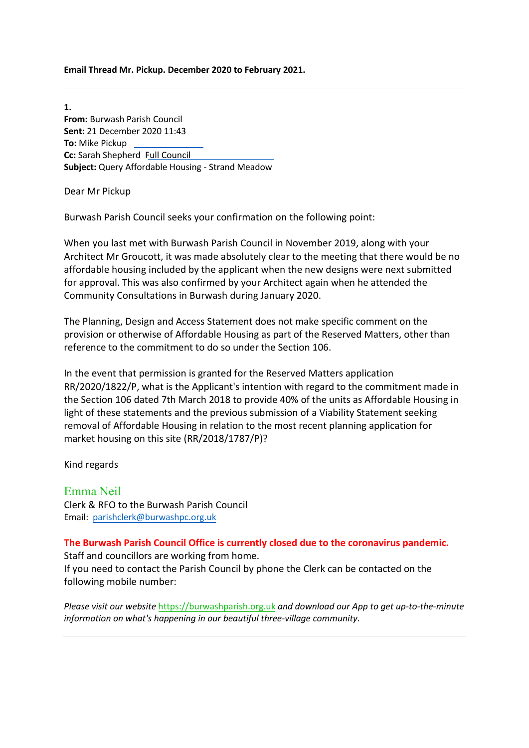**Email Thread Mr. Pickup. December 2020 to February 2021.**

---

**1.**
**From:** Burwash Parish Council
**Sent:** 21 December 2020 11:43
**To:** Mike Pickup
**Cc:** Sarah Shepherd Full Council
**Subject:** Query Affordable Housing - Strand Meadow

Dear Mr Pickup

Burwash Parish Council seeks your confirmation on the following point:

When you last met with Burwash Parish Council in November 2019, along with your Architect Mr Groucott, it was made absolutely clear to the meeting that there would be no affordable housing included by the applicant when the new designs were next submitted for approval. This was also confirmed by your Architect again when he attended the Community Consultations in Burwash during January 2020.

The Planning, Design and Access Statement does not make specific comment on the provision or otherwise of Affordable Housing as part of the Reserved Matters, other than reference to the commitment to do so under the Section 106.

In the event that permission is granted for the Reserved Matters application RR/2020/1822/P, what is the Applicant's intention with regard to the commitment made in the Section 106 dated 7th March 2018 to provide 40% of the units as Affordable Housing in light of these statements and the previous submission of a Viability Statement seeking removal of Affordable Housing in relation to the most recent planning application for market housing on this site (RR/2018/1787/P)?

Kind regards

Emma Neil
Clerk & RFO to the Burwash Parish Council
Email: parishclerk@burwashpc.org.uk

**The Burwash Parish Council Office is currently closed due to the coronavirus pandemic.**
Staff and councillors are working from home.
If you need to contact the Parish Council by phone the Clerk can be contacted on the following mobile number:

*Please visit our website* https://burwashparish.org.uk *and download our App to get up-to-the-minute information on what's happening in our beautiful three-village community.*

---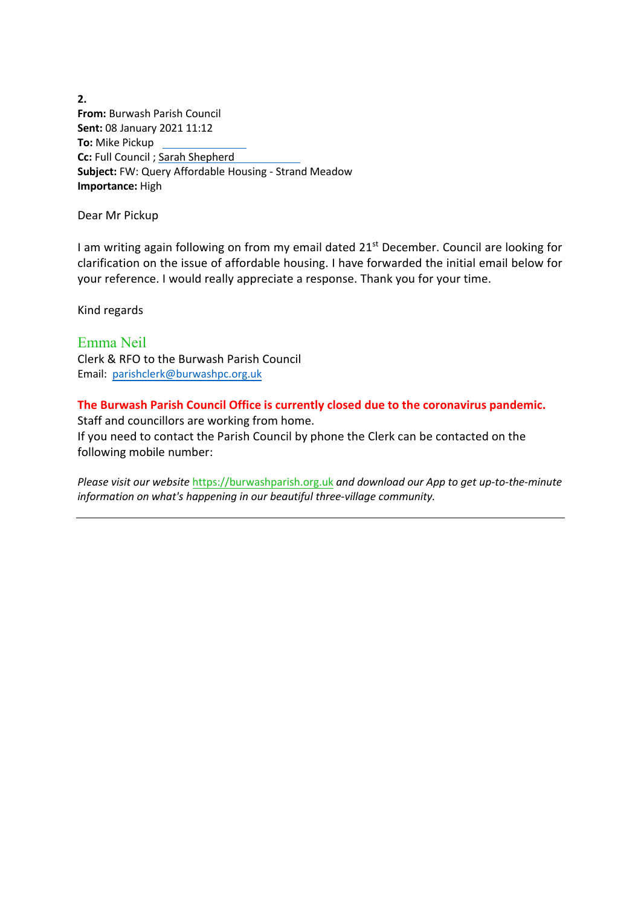**2.**
**From:** Burwash Parish Council
**Sent:** 08 January 2021 11:12
**To:** Mike Pickup
**Cc:** Full Council ; Sarah Shepherd
**Subject:** FW: Query Affordable Housing - Strand Meadow
**Importance:** High

Dear Mr Pickup

I am writing again following on from my email dated 21st December. Council are looking for clarification on the issue of affordable housing. I have forwarded the initial email below for your reference. I would really appreciate a response. Thank you for your time.

Kind regards

Emma Neil
Clerk & RFO to the Burwash Parish Council
Email: parishclerk@burwashpc.org.uk

**The Burwash Parish Council Office is currently closed due to the coronavirus pandemic.**
Staff and councillors are working from home.
If you need to contact the Parish Council by phone the Clerk can be contacted on the following mobile number:

*Please visit our website https://burwashparish.org.uk and download our App to get up-to-the-minute information on what's happening in our beautiful three-village community.*

---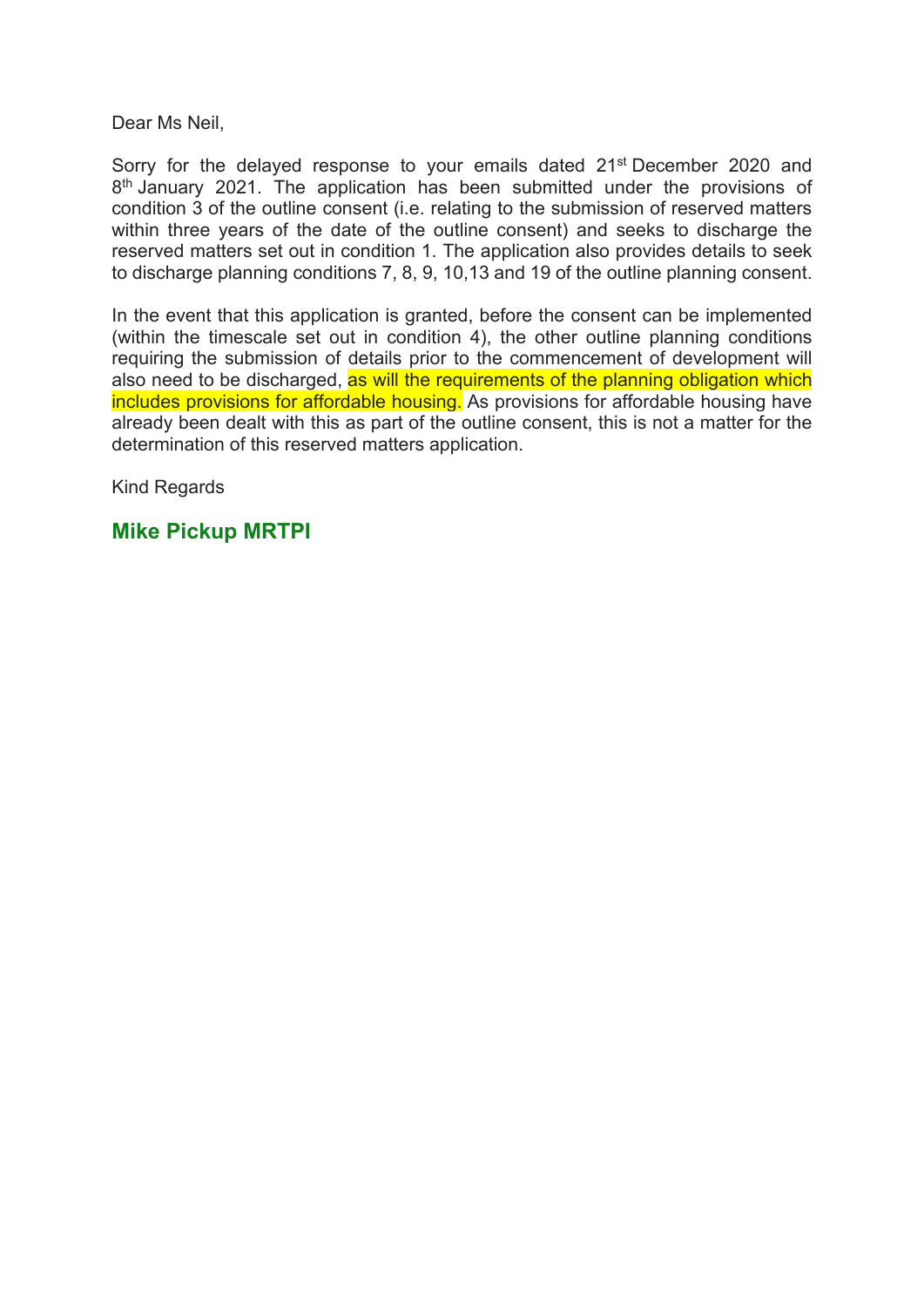Dear Ms Neil,

Sorry for the delayed response to your emails dated 21st December 2020 and 8th January 2021. The application has been submitted under the provisions of condition 3 of the outline consent (i.e. relating to the submission of reserved matters within three years of the date of the outline consent) and seeks to discharge the reserved matters set out in condition 1. The application also provides details to seek to discharge planning conditions 7, 8, 9, 10,13 and 19 of the outline planning consent.

In the event that this application is granted, before the consent can be implemented (within the timescale set out in condition 4), the other outline planning conditions requiring the submission of details prior to the commencement of development will also need to be discharged, as will the requirements of the planning obligation which includes provisions for affordable housing. As provisions for affordable housing have already been dealt with this as part of the outline consent, this is not a matter for the determination of this reserved matters application.

Kind Regards

**Mike Pickup MRTPI**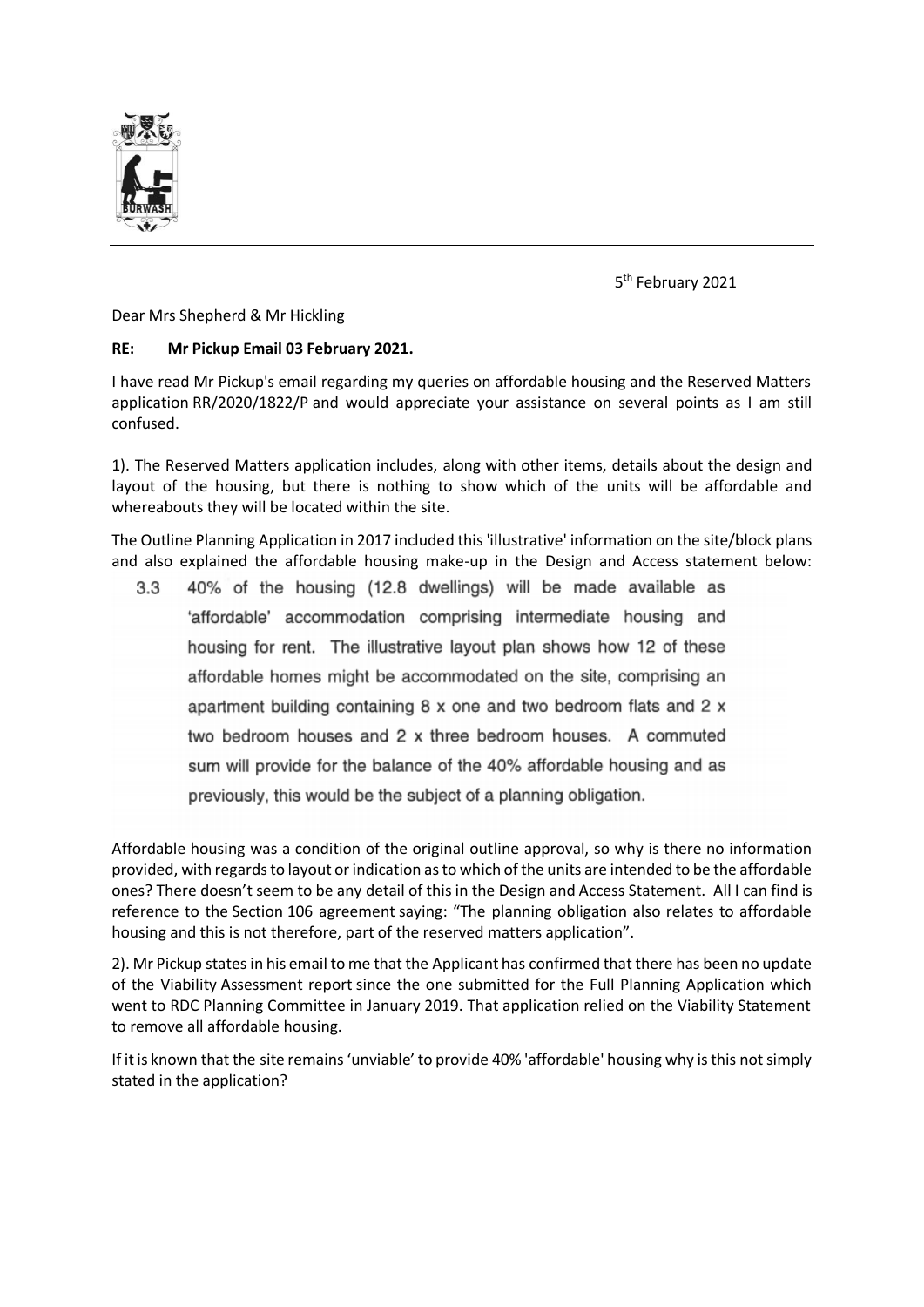5th February 2021

Dear Mrs Shepherd & Mr Hickling

**RE: Mr Pickup Email 03 February 2021.**

I have read Mr Pickup's email regarding my queries on affordable housing and the Reserved Matters application RR/2020/1822/P and would appreciate your assistance on several points as I am still confused.

1). The Reserved Matters application includes, along with other items, details about the design and layout of the housing, but there is nothing to show which of the units will be affordable and whereabouts they will be located within the site.

The Outline Planning Application in 2017 included this 'illustrative' information on the site/block plans and also explained the affordable housing make-up in the Design and Access statement below:

> 3.3 40% of the housing (12.8 dwellings) will be made available as 'affordable' accommodation comprising intermediate housing and housing for rent. The illustrative layout plan shows how 12 of these affordable homes might be accommodated on the site, comprising an apartment building containing 8 x one and two bedroom flats and 2 x two bedroom houses and 2 x three bedroom houses. A commuted sum will provide for the balance of the 40% affordable housing and as previously, this would be the subject of a planning obligation.

Affordable housing was a condition of the original outline approval, so why is there no information provided, with regards to layout or indication as to which of the units are intended to be the affordable ones? There doesn't seem to be any detail of this in the Design and Access Statement. All I can find is reference to the Section 106 agreement saying: "The planning obligation also relates to affordable housing and this is not therefore, part of the reserved matters application".

2). Mr Pickup states in his email to me that the Applicant has confirmed that there has been no update of the Viability Assessment report since the one submitted for the Full Planning Application which went to RDC Planning Committee in January 2019. That application relied on the Viability Statement to remove all affordable housing.

If it is known that the site remains 'unviable' to provide 40% 'affordable' housing why is this not simply stated in the application?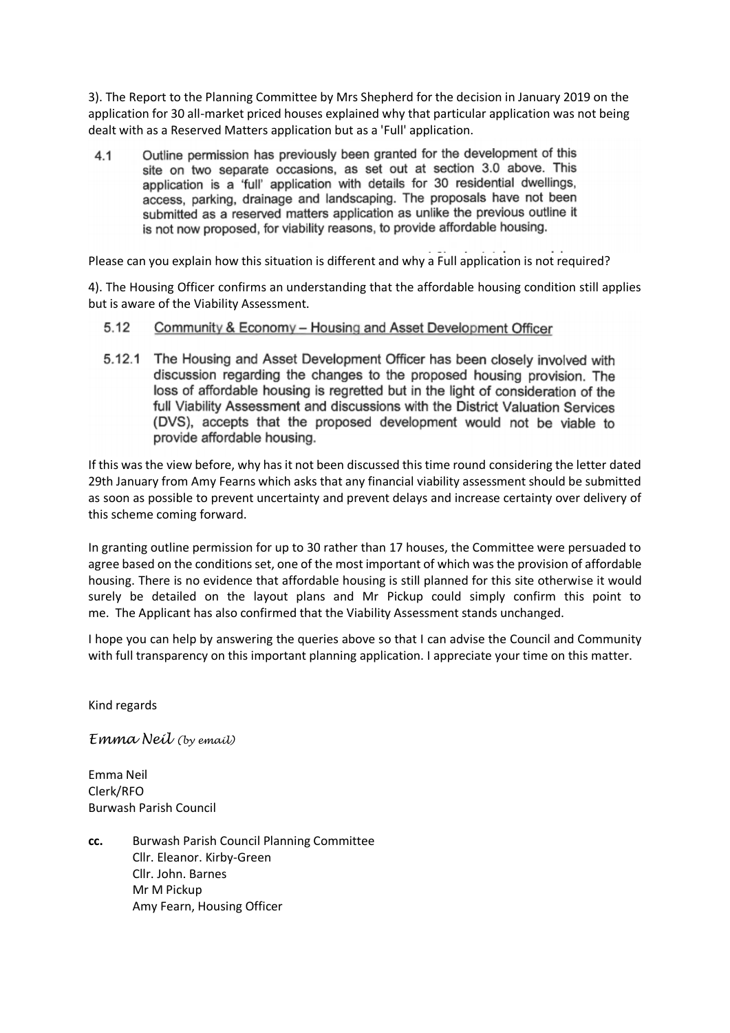3). The Report to the Planning Committee by Mrs Shepherd for the decision in January 2019 on the application for 30 all-market priced houses explained why that particular application was not being dealt with as a Reserved Matters application but as a 'Full' application.

> 4.1 Outline permission has previously been granted for the development of this site on two separate occasions, as set out at section 3.0 above. This application is a 'full' application with details for 30 residential dwellings, access, parking, drainage and landscaping. The proposals have not been submitted as a reserved matters application as unlike the previous outline it is not now proposed, for viability reasons, to provide affordable housing.

Please can you explain how this situation is different and why a Full application is not required?

4). The Housing Officer confirms an understanding that the affordable housing condition still applies but is aware of the Viability Assessment.

> 5.12 Community & Economy – Housing and Asset Development Officer
>
> 5.12.1 The Housing and Asset Development Officer has been closely involved with discussion regarding the changes to the proposed housing provision. The loss of affordable housing is regretted but in the light of consideration of the full Viability Assessment and discussions with the District Valuation Services (DVS), accepts that the proposed development would not be viable to provide affordable housing.

If this was the view before, why has it not been discussed this time round considering the letter dated 29th January from Amy Fearns which asks that any financial viability assessment should be submitted as soon as possible to prevent uncertainty and prevent delays and increase certainty over delivery of this scheme coming forward.

In granting outline permission for up to 30 rather than 17 houses, the Committee were persuaded to agree based on the conditions set, one of the most important of which was the provision of affordable housing. There is no evidence that affordable housing is still planned for this site otherwise it would surely be detailed on the layout plans and Mr Pickup could simply confirm this point to me. The Applicant has also confirmed that the Viability Assessment stands unchanged.

I hope you can help by answering the queries above so that I can advise the Council and Community with full transparency on this important planning application. I appreciate your time on this matter.

Kind regards

*Emma Neil (by email)*

Emma Neil
Clerk/RFO
Burwash Parish Council

**cc.** Burwash Parish Council Planning Committee
Cllr. Eleanor. Kirby-Green
Cllr. John. Barnes
Mr M Pickup
Amy Fearn, Housing Officer